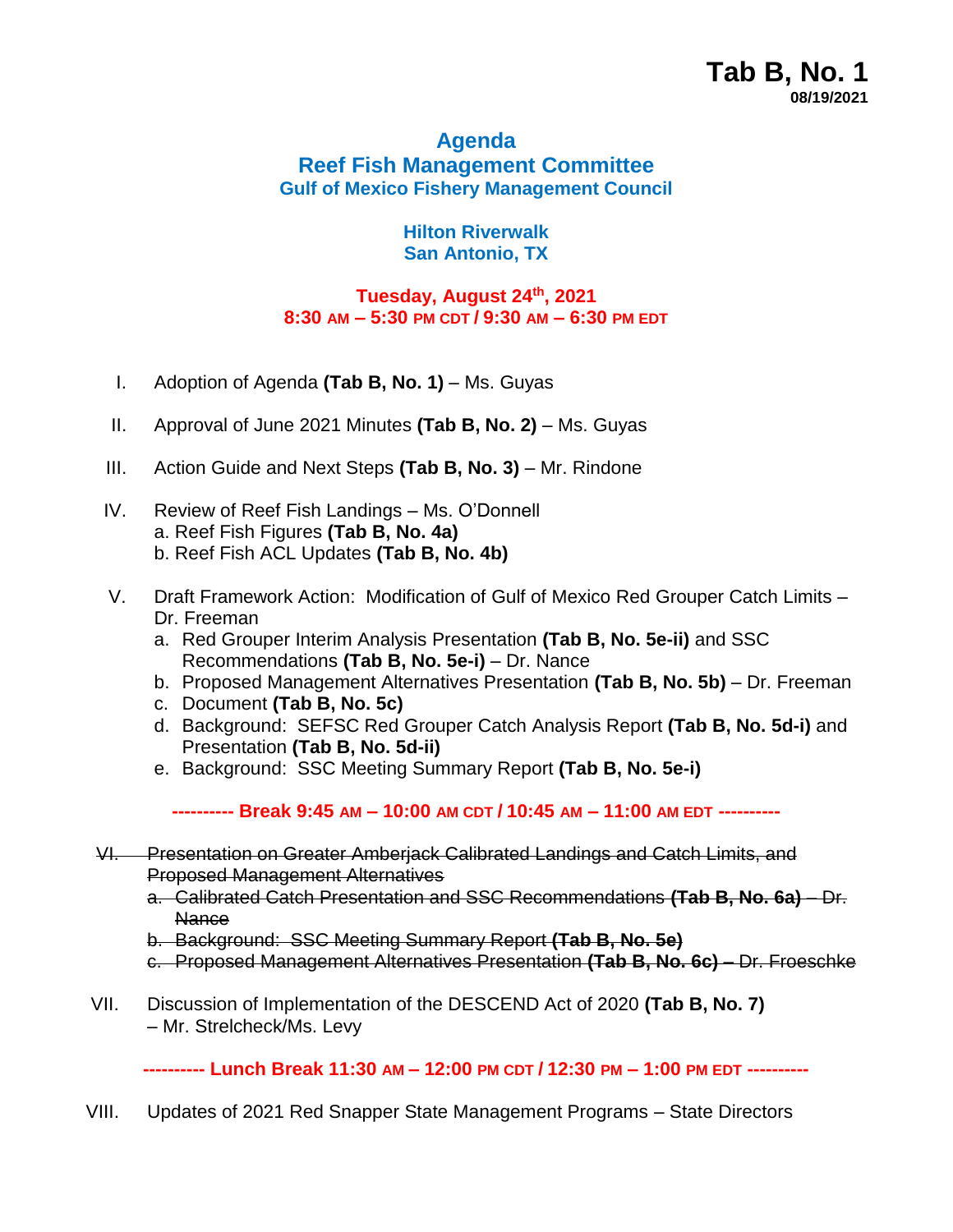**Tab B, No. 1**
**08/19/2021**

# Agenda
## Reef Fish Management Committee
### Gulf of Mexico Fishery Management Council

**Hilton Riverwalk**
**San Antonio, TX**

**Tuesday, August 24th, 2021**
**8:30 AM – 5:30 PM CDT / 9:30 AM – 6:30 PM EDT**

I. Adoption of Agenda **(Tab B, No. 1)** – Ms. Guyas

II. Approval of June 2021 Minutes **(Tab B, No. 2)** – Ms. Guyas

III. Action Guide and Next Steps **(Tab B, No. 3)** – Mr. Rindone

IV. Review of Reef Fish Landings – Ms. O'Donnell
  a. Reef Fish Figures **(Tab B, No. 4a)**
  b. Reef Fish ACL Updates **(Tab B, No. 4b)**

V. Draft Framework Action: Modification of Gulf of Mexico Red Grouper Catch Limits – Dr. Freeman
  a. Red Grouper Interim Analysis Presentation **(Tab B, No. 5e-ii)** and SSC Recommendations **(Tab B, No. 5e-i)** – Dr. Nance
  b. Proposed Management Alternatives Presentation **(Tab B, No. 5b)** – Dr. Freeman
  c. Document **(Tab B, No. 5c)**
  d. Background: SEFSC Red Grouper Catch Analysis Report **(Tab B, No. 5d-i)** and Presentation **(Tab B, No. 5d-ii)**
  e. Background: SSC Meeting Summary Report **(Tab B, No. 5e-i)**

**---------- Break 9:45 AM – 10:00 AM CDT / 10:45 AM – 11:00 AM EDT ----------**

~~VI. Presentation on Greater Amberjack Calibrated Landings and Catch Limits, and Proposed Management Alternatives~~
  ~~a. Calibrated Catch Presentation and SSC Recommendations **(Tab B, No. 6a)** – Dr. Nance~~
  ~~b. Background: SSC Meeting Summary Report **(Tab B, No. 5e)**~~
  ~~c. Proposed Management Alternatives Presentation **(Tab B, No. 6c)** – Dr. Froeschke~~

VII. Discussion of Implementation of the DESCEND Act of 2020 **(Tab B, No. 7)** – Mr. Strelcheck/Ms. Levy

**---------- Lunch Break 11:30 AM – 12:00 PM CDT / 12:30 PM – 1:00 PM EDT ----------**

VIII. Updates of 2021 Red Snapper State Management Programs – State Directors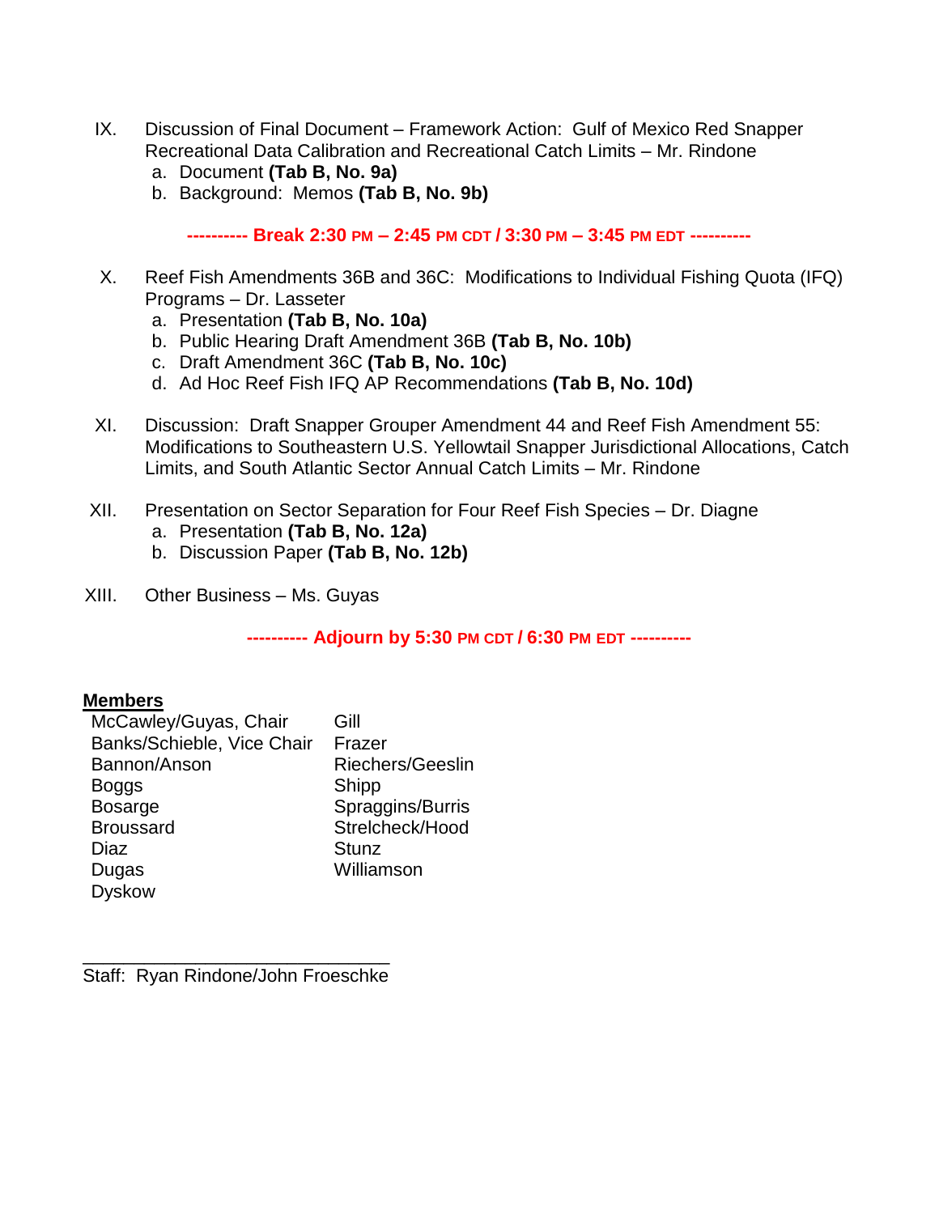IX. Discussion of Final Document – Framework Action: Gulf of Mexico Red Snapper Recreational Data Calibration and Recreational Catch Limits – Mr. Rindone
   a. Document **(Tab B, No. 9a)**
   b. Background: Memos **(Tab B, No. 9b)**

**---------- Break 2:30 PM – 2:45 PM CDT / 3:30 PM – 3:45 PM EDT ----------**

X. Reef Fish Amendments 36B and 36C: Modifications to Individual Fishing Quota (IFQ) Programs – Dr. Lasseter
   a. Presentation **(Tab B, No. 10a)**
   b. Public Hearing Draft Amendment 36B **(Tab B, No. 10b)**
   c. Draft Amendment 36C **(Tab B, No. 10c)**
   d. Ad Hoc Reef Fish IFQ AP Recommendations **(Tab B, No. 10d)**

XI. Discussion: Draft Snapper Grouper Amendment 44 and Reef Fish Amendment 55: Modifications to Southeastern U.S. Yellowtail Snapper Jurisdictional Allocations, Catch Limits, and South Atlantic Sector Annual Catch Limits – Mr. Rindone

XII. Presentation on Sector Separation for Four Reef Fish Species – Dr. Diagne
   a. Presentation **(Tab B, No. 12a)**
   b. Discussion Paper **(Tab B, No. 12b)**

XIII. Other Business – Ms. Guyas

**---------- Adjourn by 5:30 PM CDT / 6:30 PM EDT ----------**

**Members**

McCawley/Guyas, Chair
Banks/Schieble, Vice Chair
Bannon/Anson
Boggs
Bosarge
Broussard
Diaz
Dugas
Dyskow
Gill
Frazer
Riechers/Geeslin
Shipp
Spraggins/Burris
Strelcheck/Hood
Stunz
Williamson

Staff: Ryan Rindone/John Froeschke